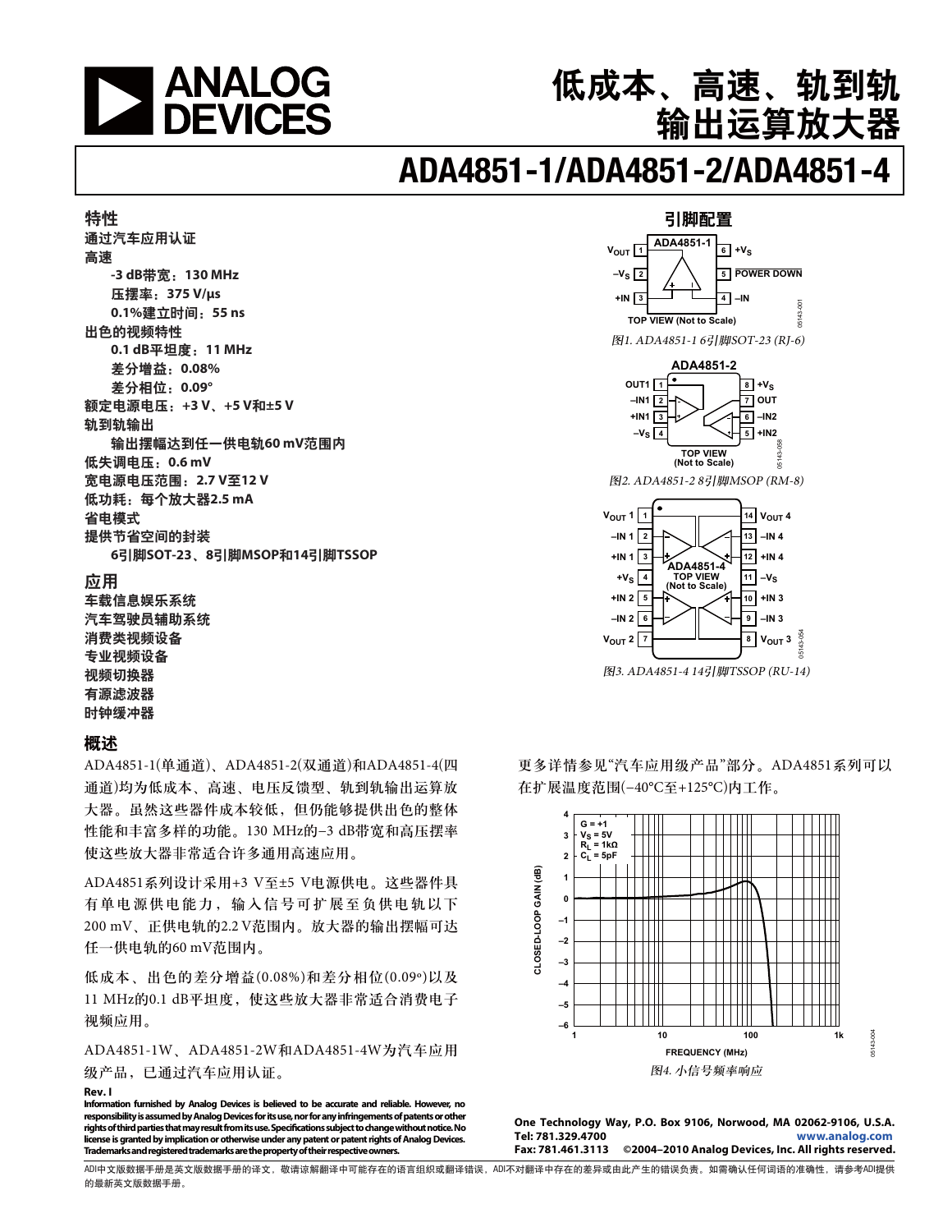# 低成本、高速、轨到轨输出运算放大器

# ADA4851-1/ADA4851-2/ADA4851-4

## 特性

**通过汽车应用认证**

**高速**

- **-3 dB带宽：130 MHz**
- **压摆率：375 V/μs**
- **0.1%建立时间：55 ns**

**出色的视频特性**

- **0.1 dB平坦度：11 MHz**
- **差分增益：0.08%**
- **差分相位：0.09°**

**额定电源电压：+3 V、+5 V和±5 V**

**轨到轨输出**

- **输出摆幅达到任一供电电轨60 mV范围内**

**低失调电压：0.6 mV**

**宽电源电压范围：2.7 V至12 V**

**低功耗：每个放大器2.5 mA**

**省电模式**

**提供节省空间的封装**

- **6引脚SOT-23、8引脚MSOP和14引脚TSSOP**

## 应用

**车载信息娱乐系统**
**汽车驾驶员辅助系统**
**消费类视频设备**
**专业视频设备**
**视频切换器**
**有源滤波器**
**时钟缓冲器**

## 引脚配置

图1. ADA4851-1 6引脚SOT-23 (RJ-6)

图2. ADA4851-2 8引脚MSOP (RM-8)

图3. ADA4851-4 14引脚TSSOP (RU-14)

## 概述

ADA4851-1(单通道)、ADA4851-2(双通道)和ADA4851-4(四通道)均为低成本、高速、电压反馈型、轨到轨输出运算放大器。虽然这些器件成本较低，但仍能够提供出色的整体性能和丰富多样的功能。130 MHz的−3 dB带宽和高压摆率使这些放大器非常适合许多通用高速应用。

ADA4851系列设计采用+3 V至±5 V电源供电。这些器件具有单电源供电能力，输入信号可扩展至负供电轨以下200 mV、正供电电轨的2.2 V范围内。放大器的输出摆幅可达任一供电电轨的60 mV范围内。

低成本、出色的差分增益(0.08%)和差分相位(0.09°)以及11 MHz的0.1 dB平坦度，使这些放大器非常适合消费电子视频应用。

ADA4851-1W、ADA4851-2W和ADA4851-4W为汽车应用级产品，已通过汽车应用认证。更多详情参见"汽车应用级产品"部分。ADA4851系列可以在扩展温度范围(−40°C至+125°C)内工作。

图4. 小信号频率响应

**Rev. I**

Information furnished by Analog Devices is believed to be accurate and reliable. However, no responsibility is assumed by Analog Devices for its use, nor for any infringements of patents or other rights of third parties that may result from its use. Specifications subject to change without notice. No license is granted by implication or otherwise under any patent or patent rights of Analog Devices. Trademarks and registered trademarks are the property of their respective owners.

One Technology Way, P.O. Box 9106, Norwood, MA 02062-9106, U.S.A.
Tel: 781.329.4700 www.analog.com
Fax: 781.461.3113 ©2004–2010 Analog Devices, Inc. All rights reserved.

ADI中文版数据手册是英文版数据手册的译文，敬请谅解翻译中可能存在的语言组织或翻译错误，ADI不对翻译中存在的差异或由此产生的错误负责。如需确认任何词语的准确性，请参考ADI提供的最新英文版数据手册。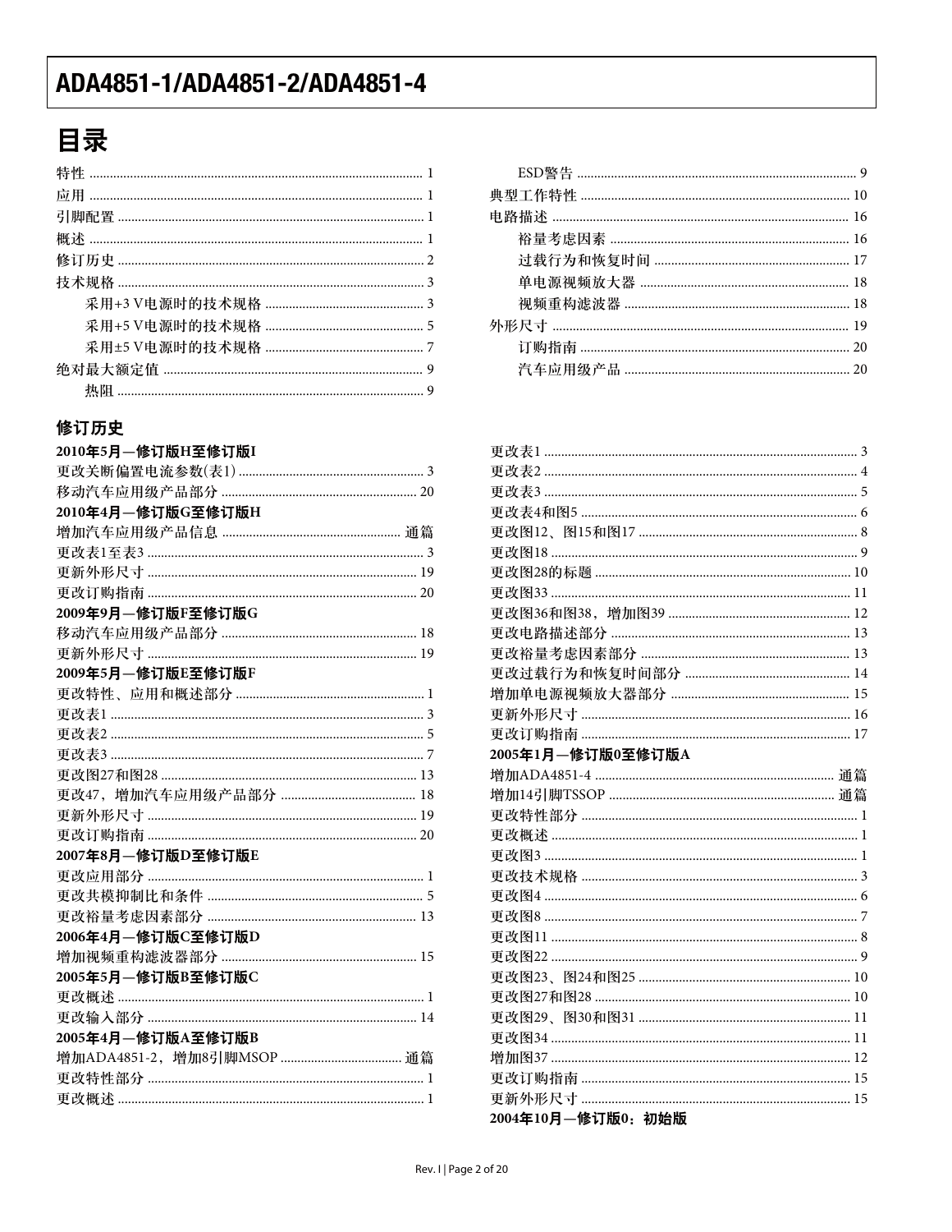# 目录

特性 ........ 1
应用 ........ 1
引脚配置 ........ 1
概述 ........ 1
修订历史 ........ 2
技术规格 ........ 3
- 采用+3 V电源时的技术规格 ........ 3
- 采用+5 V电源时的技术规格 ........ 5
- 采用±5 V电源时的技术规格 ........ 7

绝对最大额定值 ........ 9
- 热阻 ........ 9
- ESD警告 ........ 9

典型工作特性 ........ 10
电路描述 ........ 16
- 裕量考虑因素 ........ 16
- 过载行为和恢复时间 ........ 17
- 单电源视频放大器 ........ 18
- 视频重构滤波器 ........ 18

外形尺寸 ........ 19
- 订购指南 ........ 20
- 汽车应用级产品 ........ 20

## 修订历史

**2010年5月—修订版H至修订版I**

更改关断偏置电流参数(表1) ........ 3
移动汽车应用级产品部分 ........ 20

**2010年4月—修订版G至修订版H**

增加汽车应用级产品信息 ........ 通篇
更改表1至表3 ........ 3
更新外形尺寸 ........ 19
更改订购指南 ........ 20

**2009年9月—修订版F至修订版G**

移动汽车应用级产品部分 ........ 18
更新外形尺寸 ........ 19

**2009年5月—修订版E至修订版F**

更改特性、应用和概述部分 ........ 1
更改表1 ........ 3
更改表2 ........ 5
更改表3 ........ 7
更改图27和图28 ........ 13
更改47，增加汽车应用级产品部分 ........ 18
更新外形尺寸 ........ 19
更改订购指南 ........ 20

**2007年8月—修订版D至修订版E**

更改应用部分 ........ 1
更改共模抑制比和条件 ........ 5
更改裕量考虑因素部分 ........ 13

**2006年4月—修订版C至修订版D**

增加视频重构滤波器部分 ........ 15

**2005年5月—修订版B至修订版C**

更改概述 ........ 1
更改输入部分 ........ 14

**2005年4月—修订版A至修订版B**

增加ADA4851-2，增加8引脚MSOP ........ 通篇
更改特性部分 ........ 1
更改概述 ........ 1
更改表1 ........ 3
更改表2 ........ 4
更改表3 ........ 5
更改表4和图5 ........ 6
更改图12、图15和图17 ........ 8
更改图18 ........ 9
更改图28的标题 ........ 10
更改图33 ........ 11
更改图36和图38，增加图39 ........ 12
更改电路描述部分 ........ 13
更改裕量考虑因素部分 ........ 13
更改过载行为和恢复时间部分 ........ 14
增加单电源视频放大器部分 ........ 15
更新外形尺寸 ........ 16
更改订购指南 ........ 17

**2005年1月—修订版0至修订版A**

增加ADA4851-4 ........ 通篇
增加14引脚TSSOP ........ 通篇
更改特性部分 ........ 1
更改概述 ........ 1
更改图3 ........ 1
更改技术规格 ........ 3
更改图4 ........ 6
更改图8 ........ 7
更改图11 ........ 8
更改图22 ........ 9
更改图23、图24和图25 ........ 10
更改图27和图28 ........ 10
更改图29、图30和图31 ........ 11
更改图34 ........ 11
增加图37 ........ 12
更改订购指南 ........ 15
更新外形尺寸 ........ 15

**2004年10月—修订版0：初始版**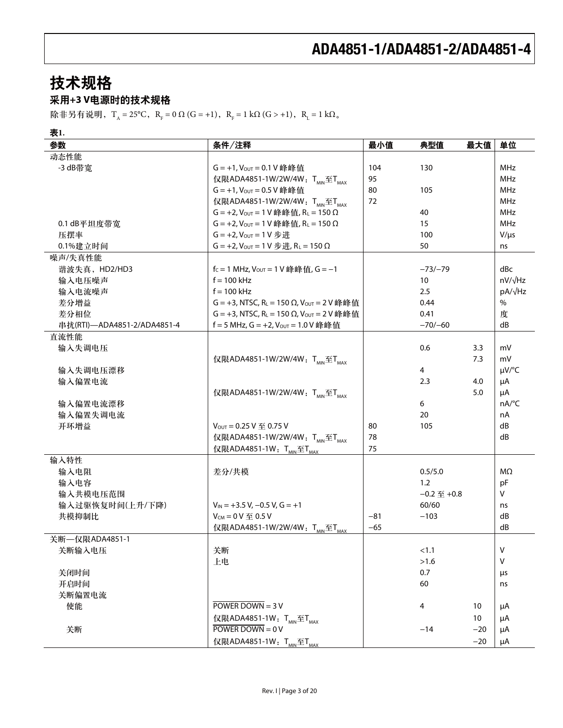# 技术规格

## 采用+3 V电源时的技术规格

除非另有说明，$T_A$ = 25°C，$R_F$ = 0 Ω (G = +1)，$R_F$ = 1 kΩ (G > +1)，$R_L$ = 1 kΩ。

**表1.**

| 参数 | 条件／注释 | 最小值 | 典型值 | 最大值 | 单位 |
|---|---|---|---|---|---|
| 动态性能 | | | | | |
| -3 dB带宽 | G = +1, $V_{OUT}$ = 0.1 V 峰峰值 | 104 | 130 | | MHz |
| | 仅限ADA4851-1W/2W/4W：$T_{MIN}$至$T_{MAX}$ | 95 | | | MHz |
| | G = +1, $V_{OUT}$ = 0.5 V 峰峰值 | 80 | 105 | | MHz |
| | 仅限ADA4851-1W/2W/4W：$T_{MIN}$至$T_{MAX}$ | 72 | | | MHz |
| | G = +2, $V_{OUT}$ = 1 V 峰峰值, $R_L$ = 150 Ω | | 40 | | MHz |
| 0.1 dB平坦度带宽 | G = +2, $V_{OUT}$ = 1 V 峰峰值, $R_L$ = 150 Ω | | 15 | | MHz |
| 压摆率 | G = +2, $V_{OUT}$ = 1 V 步进 | | 100 | | V/μs |
| 0.1%建立时间 | G = +2, $V_{OUT}$ = 1 V 步进, $R_L$ = 150 Ω | | 50 | | ns |
| 噪声/失真性能 | | | | | |
| 谐波失真，HD2/HD3 | $f_C$ = 1 MHz, $V_{OUT}$ = 1 V 峰峰值, G = −1 | | −73/−79 | | dBc |
| 输入电压噪声 | f = 100 kHz | | 10 | | nV/√Hz |
| 输入电流噪声 | f = 100 kHz | | 2.5 | | pA/√Hz |
| 差分增益 | G = +3, NTSC, $R_L$ = 150 Ω, $V_{OUT}$ = 2 V 峰峰值 | | 0.44 | | % |
| 差分相位 | G = +3, NTSC, $R_L$ = 150 Ω, $V_{OUT}$ = 2 V 峰峰值 | | 0.41 | | 度 |
| 串扰(RTI)—ADA4851-2/ADA4851-4 | f = 5 MHz, G = +2, $V_{OUT}$ = 1.0 V 峰峰值 | | −70/−60 | | dB |
| 直流性能 | | | | | |
| 输入失调电压 | | | 0.6 | 3.3 | mV |
| | 仅限ADA4851-1W/2W/4W：$T_{MIN}$至$T_{MAX}$ | | | 7.3 | mV |
| 输入失调电压漂移 | | | 4 | | μV/°C |
| 输入偏置电流 | | | 2.3 | 4.0 | μA |
| | 仅限ADA4851-1W/2W/4W：$T_{MIN}$至$T_{MAX}$ | | | 5.0 | μA |
| 输入偏置电流漂移 | | | 6 | | nA/°C |
| 输入偏置失调电流 | | | 20 | | nA |
| 开环增益 | $V_{OUT}$ = 0.25 V 至 0.75 V | 80 | 105 | | dB |
| | 仅限ADA4851-1W/2W/4W：$T_{MIN}$至$T_{MAX}$ | 78 | | | dB |
| | 仅限ADA4851-1W：$T_{MIN}$至$T_{MAX}$ | 75 | | | |
| 输入特性 | | | | | |
| 输入电阻 | 差分/共模 | | 0.5/5.0 | | MΩ |
| 输入电容 | | | 1.2 | | pF |
| 输入共模电压范围 | | | −0.2 至 +0.8 | | V |
| 输入过驱恢复时间(上升/下降) | $V_{IN}$ = +3.5 V, −0.5 V, G = +1 | | 60/60 | | ns |
| 共模抑制比 | $V_{CM}$ = 0 V 至 0.5 V | −81 | −103 | | dB |
| | 仅限ADA4851-1W/2W/4W：$T_{MIN}$至$T_{MAX}$ | −65 | | | dB |
| 关断—仅限ADA4851-1 | | | | | |
| 关断输入电压 | 关断 | | <1.1 | | V |
| | 上电 | | >1.6 | | V |
| 关闭时间 | | | 0.7 | | μs |
| 开启时间 | | | 60 | | ns |
| 关断偏置电流 | | | | | |
| 使能 | $\overline{\text{POWER DOWN}}$ = 3 V | | 4 | 10 | μA |
| | 仅限ADA4851-1W：$T_{MIN}$至$T_{MAX}$ | | | 10 | μA |
| 关断 | $\overline{\text{POWER DOWN}}$ = 0 V | | −14 | −20 | μA |
| | 仅限ADA4851-1W：$T_{MIN}$至$T_{MAX}$ | | | −20 | μA |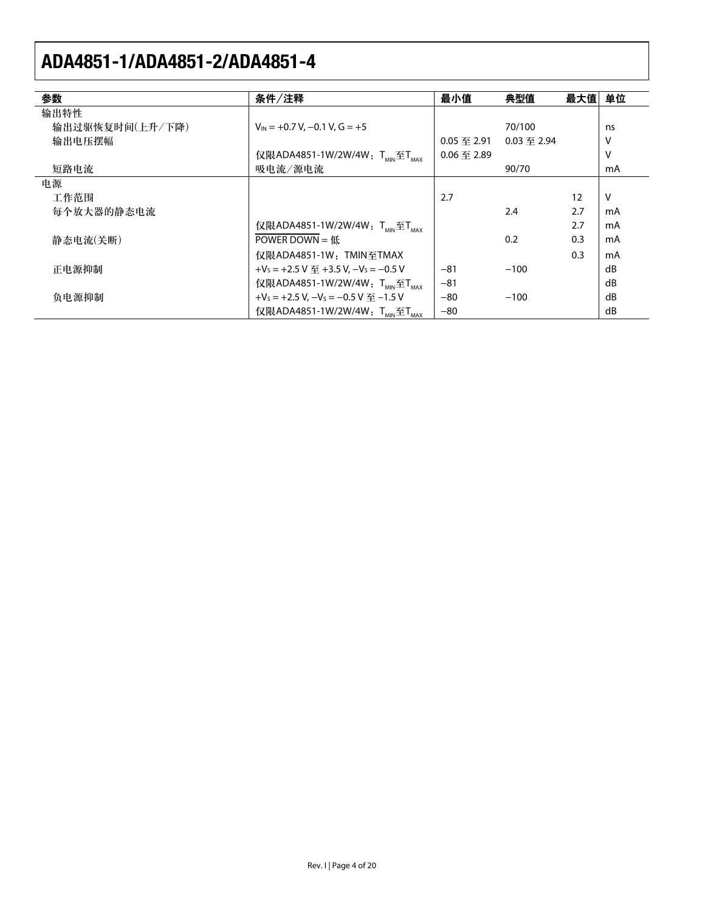| 参数 | 条件／注释 | 最小值 | 典型值 | 最大值 | 单位 |
|---|---|---|---|---|---|
| 输出特性 | | | | | |
| 输出过驱恢复时间(上升／下降) | $V_{IN}$ = +0.7 V, −0.1 V, G = +5 | | 70/100 | | ns |
| 输出电压摆幅 | | 0.05 至 2.91 | 0.03 至 2.94 | | V |
| | 仅限ADA4851-1W/2W/4W：$T_{MIN}$至$T_{MAX}$ | 0.06 至 2.89 | | | V |
| 短路电流 | 吸电流／源电流 | | 90/70 | | mA |
| 电源 | | | | | |
| 工作范围 | | 2.7 | | 12 | V |
| 每个放大器的静态电流 | | | 2.4 | 2.7 | mA |
| | 仅限ADA4851-1W/2W/4W：$T_{MIN}$至$T_{MAX}$ | | | 2.7 | mA |
| 静态电流(关断) | $\overline{\text{POWER DOWN}}$ = 低 | | 0.2 | 0.3 | mA |
| | 仅限ADA4851-1W：TMIN至TMAX | | | 0.3 | mA |
| 正电源抑制 | $+V_S$ = +2.5 V 至 +3.5 V, $-V_S$ = −0.5 V | −81 | −100 | | dB |
| | 仅限ADA4851-1W/2W/4W：$T_{MIN}$至$T_{MAX}$ | −81 | | | dB |
| 负电源抑制 | $+V_S$ = +2.5 V, $-V_S$ = −0.5 V 至 −1.5 V | −80 | −100 | | dB |
| | 仅限ADA4851-1W/2W/4W：$T_{MIN}$至$T_{MAX}$ | −80 | | | dB |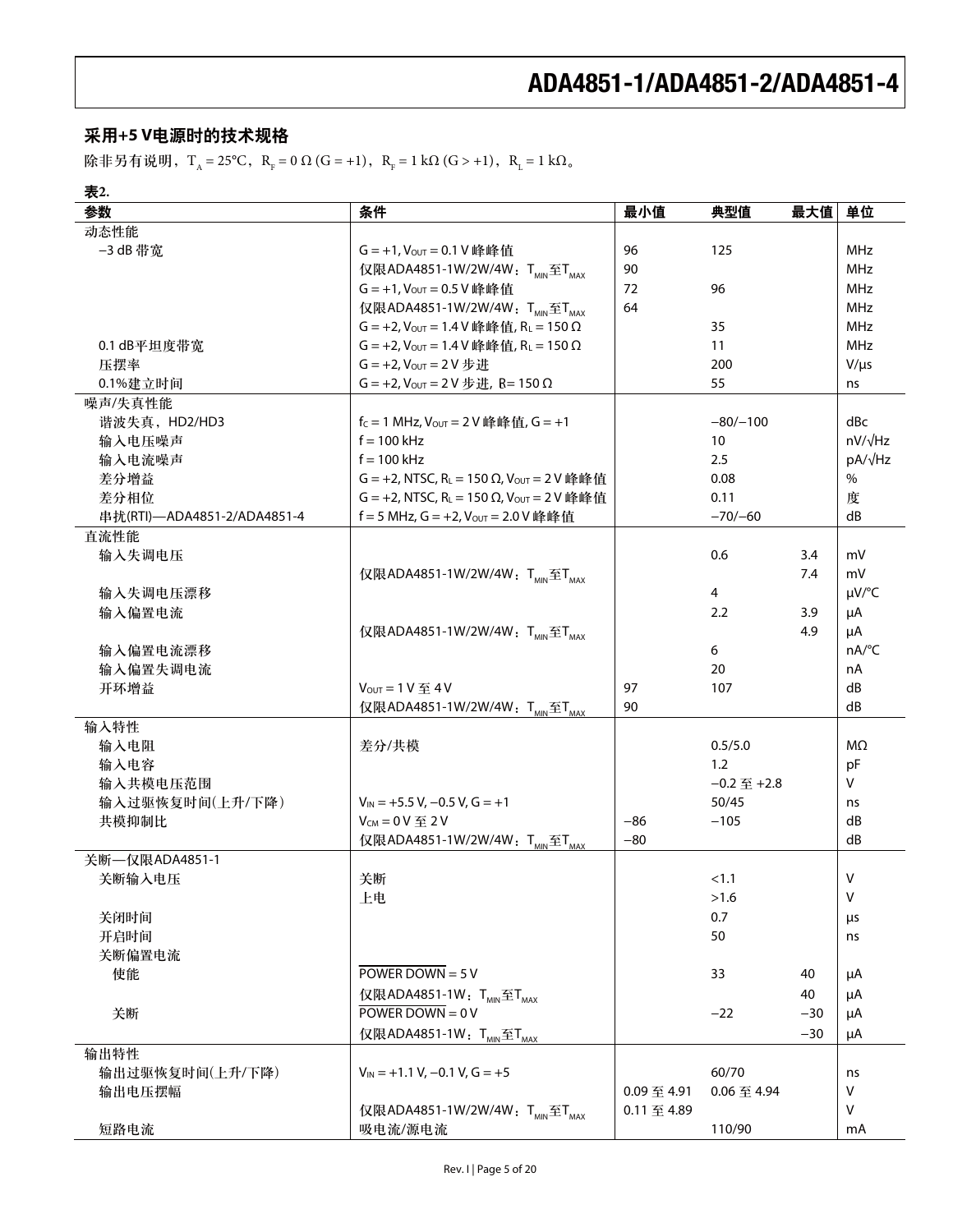## 采用+5 V电源时的技术规格

除非另有说明，$T_A$ = 25°C，$R_F$ = 0 Ω (G = +1)，$R_F$ = 1 kΩ (G > +1)，$R_L$ = 1 kΩ。

**表2.**

| 参数 | 条件 | 最小值 | 典型值 | 最大值 | 单位 |
|---|---|---|---|---|---|
| 动态性能 | | | | | |
| −3 dB 带宽 | G = +1, $V_{OUT}$ = 0.1 V 峰峰值 | 96 | 125 | | MHz |
| | 仅限ADA4851-1W/2W/4W：$T_{MIN}$至$T_{MAX}$ | 90 | | | MHz |
| | G = +1, $V_{OUT}$ = 0.5 V 峰峰值 | 72 | 96 | | MHz |
| | 仅限ADA4851-1W/2W/4W：$T_{MIN}$至$T_{MAX}$ | 64 | | | MHz |
| | G = +2, $V_{OUT}$ = 1.4 V 峰峰值, $R_L$ = 150 Ω | | 35 | | MHz |
| 0.1 dB平坦度带宽 | G = +2, $V_{OUT}$ = 1.4 V 峰峰值, $R_L$ = 150 Ω | | 11 | | MHz |
| 压摆率 | G = +2, $V_{OUT}$ = 2 V 步进 | | 200 | | V/μs |
| 0.1%建立时间 | G = +2, $V_{OUT}$ = 2 V 步进, $R_L$= 150 Ω | | 55 | | ns |
| 噪声/失真性能 | | | | | |
| 谐波失真，HD2/HD3 | $f_C$ = 1 MHz, $V_{OUT}$ = 2 V 峰峰值, G = +1 | | −80/−100 | | dBc |
| 输入电压噪声 | f = 100 kHz | | 10 | | nV/√Hz |
| 输入电流噪声 | f = 100 kHz | | 2.5 | | pA/√Hz |
| 差分增益 | G = +2, NTSC, $R_L$ = 150 Ω, $V_{OUT}$ = 2 V 峰峰值 | | 0.08 | | % |
| 差分相位 | G = +2, NTSC, $R_L$ = 150 Ω, $V_{OUT}$ = 2 V 峰峰值 | | 0.11 | | 度 |
| 串扰(RTI)—ADA4851-2/ADA4851-4 | f = 5 MHz, G = +2, $V_{OUT}$ = 2.0 V 峰峰值 | | −70/−60 | | dB |
| 直流性能 | | | | | |
| 输入失调电压 | | | 0.6 | 3.4 | mV |
| | 仅限ADA4851-1W/2W/4W：$T_{MIN}$至$T_{MAX}$ | | | 7.4 | mV |
| 输入失调电压漂移 | | | 4 | | μV/°C |
| 输入偏置电流 | | | 2.2 | 3.9 | μA |
| | 仅限ADA4851-1W/2W/4W：$T_{MIN}$至$T_{MAX}$ | | | 4.9 | μA |
| 输入偏置电流漂移 | | | 6 | | nA/°C |
| 输入偏置失调电流 | | | 20 | | nA |
| 开环增益 | $V_{OUT}$ = 1 V 至 4 V | 97 | 107 | | dB |
| | 仅限ADA4851-1W/2W/4W：$T_{MIN}$至$T_{MAX}$ | 90 | | | dB |
| 输入特性 | | | | | |
| 输入电阻 | 差分/共模 | | 0.5/5.0 | | MΩ |
| 输入电容 | | | 1.2 | | pF |
| 输入共模电压范围 | | | −0.2 至 +2.8 | | V |
| 输入过驱恢复时间(上升/下降) | $V_{IN}$ = +5.5 V, −0.5 V, G = +1 | | 50/45 | | ns |
| 共模抑制比 | $V_{CM}$ = 0 V 至 2 V | −86 | −105 | | dB |
| | 仅限ADA4851-1W/2W/4W：$T_{MIN}$至$T_{MAX}$ | −80 | | | dB |
| 关断—仅限ADA4851-1 | | | | | |
| 关断输入电压 | 关断 | | <1.1 | | V |
| | 上电 | | >1.6 | | V |
| 关闭时间 | | | 0.7 | | μs |
| 开启时间 | | | 50 | | ns |
| 关断偏置电流 | | | | | |
| 使能 | $\overline{\text{POWER DOWN}}$ = 5 V | | 33 | 40 | μA |
| | 仅限ADA4851-1W：$T_{MIN}$至$T_{MAX}$ | | | 40 | μA |
| 关断 | $\overline{\text{POWER DOWN}}$ = 0 V | | −22 | −30 | μA |
| | 仅限ADA4851-1W：$T_{MIN}$至$T_{MAX}$ | | | −30 | μA |
| 输出特性 | | | | | |
| 输出过驱恢复时间(上升/下降) | $V_{IN}$ = +1.1 V, −0.1 V, G = +5 | | 60/70 | | ns |
| 输出电压摆幅 | | 0.09 至 4.91 | 0.06 至 4.94 | | V |
| | 仅限ADA4851-1W/2W/4W：$T_{MIN}$至$T_{MAX}$ | 0.11 至 4.89 | | | V |
| 短路电流 | 吸电流/源电流 | | 110/90 | | mA |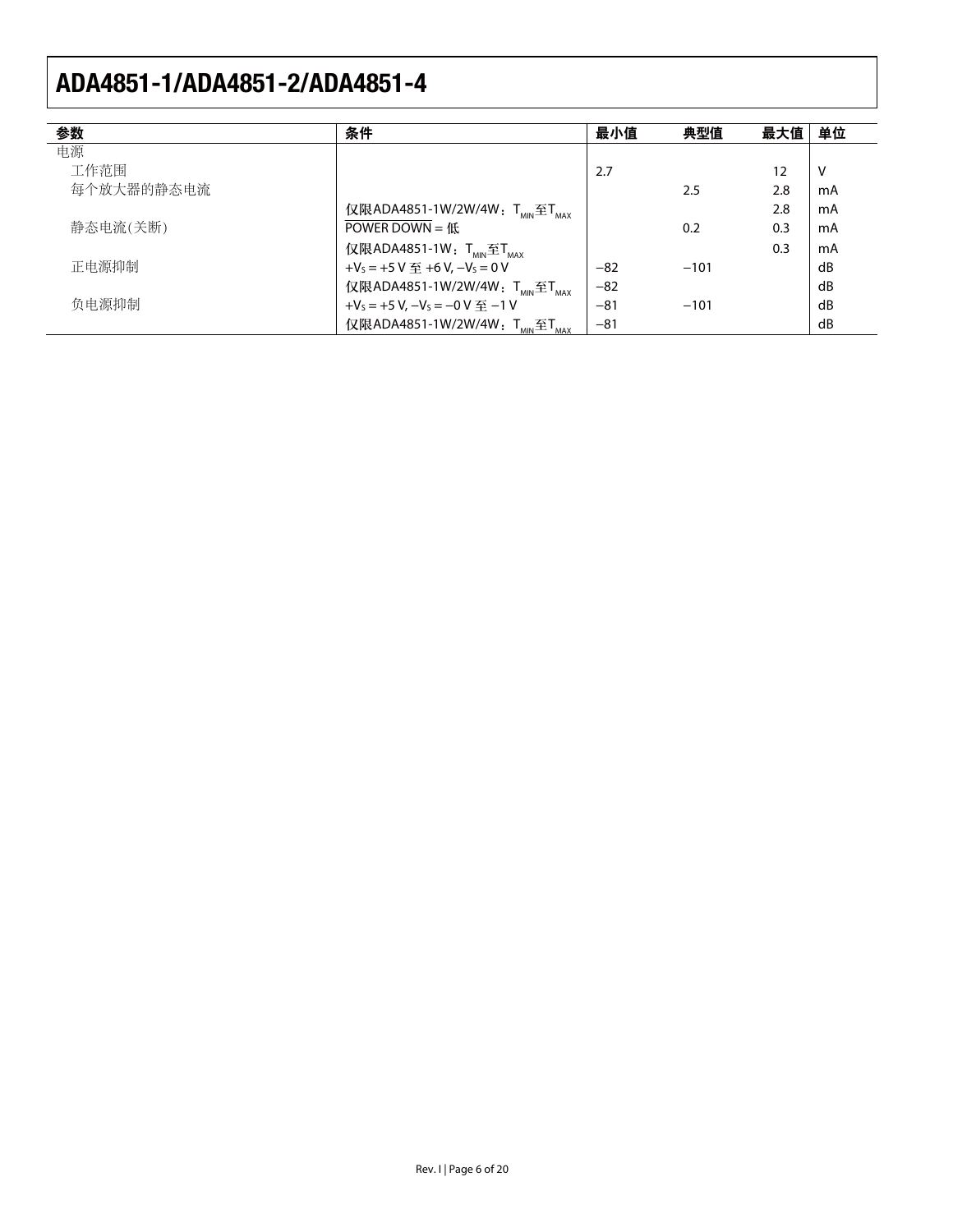| 参数 | 条件 | 最小值 | 典型值 | 最大值 | 单位 |
| --- | --- | --- | --- | --- | --- |
| 电源 | | | | | |
| 工作范围 | | 2.7 | | 12 | V |
| 每个放大器的静态电流 | | | 2.5 | 2.8 | mA |
| | 仅限ADA4851-1W/2W/4W：$T_{MIN}$至$T_{MAX}$ | | | 2.8 | mA |
| 静态电流(关断) | $\overline{\text{POWER DOWN}}$ = 低 | | 0.2 | 0.3 | mA |
| | 仅限ADA4851-1W：$T_{MIN}$至$T_{MAX}$ | | | 0.3 | mA |
| 正电源抑制 | $+V_S$ = +5 V 至 +6 V, $−V_S$ = 0 V | −82 | −101 | | dB |
| | 仅限ADA4851-1W/2W/4W：$T_{MIN}$至$T_{MAX}$ | −82 | | | dB |
| 负电源抑制 | $+V_S$ = +5 V, $−V_S$ = −0 V 至 −1 V | −81 | −101 | | dB |
| | 仅限ADA4851-1W/2W/4W：$T_{MIN}$至$T_{MAX}$ | −81 | | | dB |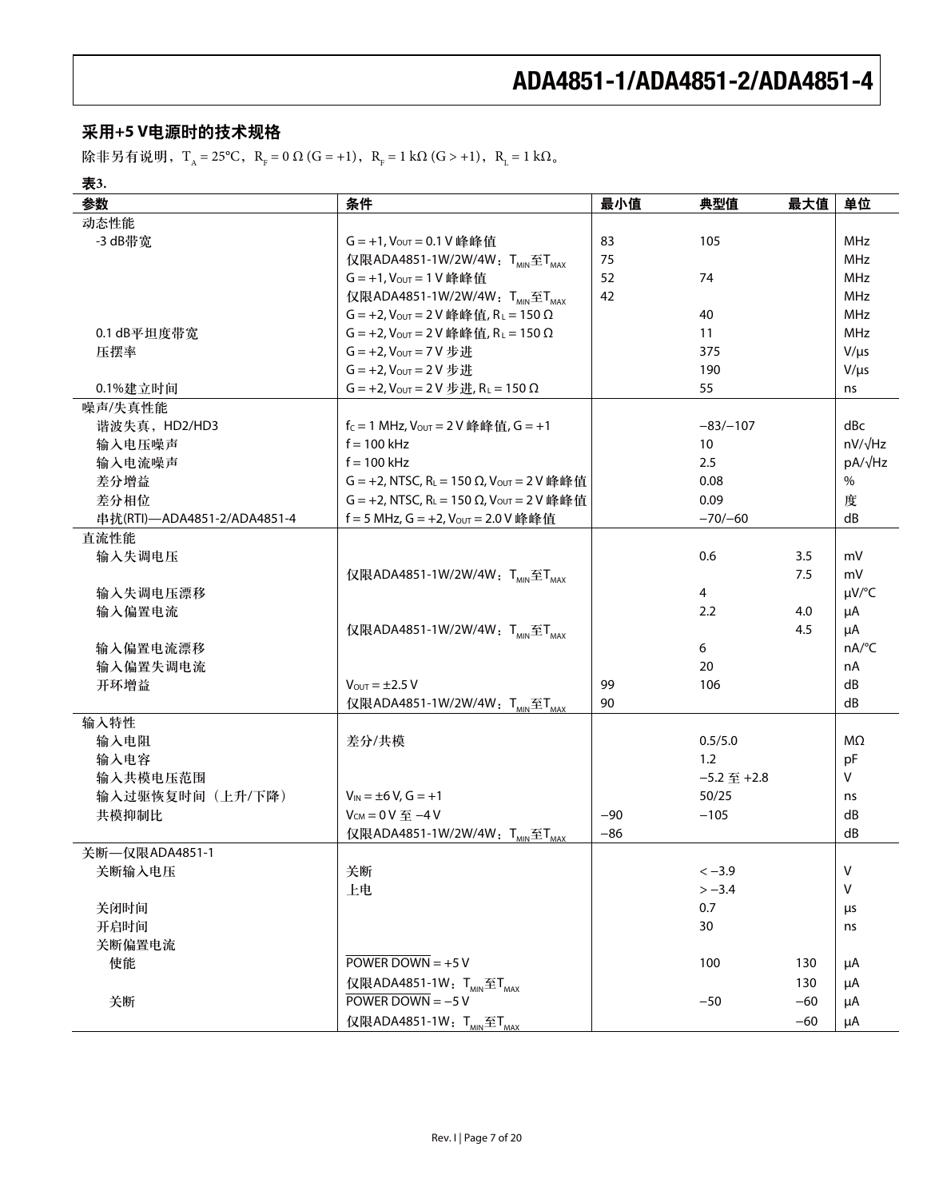## 采用+5 V电源时的技术规格

除非另有说明，$T_A$ = 25°C，$R_F$ = 0 Ω (G = +1)，$R_F$ = 1 kΩ (G > +1)，$R_L$ = 1 kΩ。

**表3.**

| 参数 | 条件 | 最小值 | 典型值 | 最大值 | 单位 |
|---|---|---|---|---|---|
| 动态性能 | | | | | |
| -3 dB带宽 | G = +1, $V_{OUT}$ = 0.1 V 峰峰值 | 83 | 105 | | MHz |
| | 仅限ADA4851-1W/2W/4W：$T_{MIN}$至$T_{MAX}$ | 75 | | | MHz |
| | G = +1, $V_{OUT}$ = 1 V 峰峰值 | 52 | 74 | | MHz |
| | 仅限ADA4851-1W/2W/4W：$T_{MIN}$至$T_{MAX}$ | 42 | | | MHz |
| | G = +2, $V_{OUT}$ = 2 V 峰峰值, $R_L$ = 150 Ω | | 40 | | MHz |
| 0.1 dB平坦度带宽 | G = +2, $V_{OUT}$ = 2 V 峰峰值, $R_L$ = 150 Ω | | 11 | | MHz |
| 压摆率 | G = +2, $V_{OUT}$ = 7 V 步进 | | 375 | | V/μs |
| | G = +2, $V_{OUT}$ = 2 V 步进 | | 190 | | V/μs |
| 0.1%建立时间 | G = +2, $V_{OUT}$ = 2 V 步进, $R_L$ = 150 Ω | | 55 | | ns |
| 噪声/失真性能 | | | | | |
| 谐波失真，HD2/HD3 | $f_C$ = 1 MHz, $V_{OUT}$ = 2 V 峰峰值, G = +1 | | −83/−107 | | dBc |
| 输入电压噪声 | f = 100 kHz | | 10 | | nV/√Hz |
| 输入电流噪声 | f = 100 kHz | | 2.5 | | pA/√Hz |
| 差分增益 | G = +2, NTSC, $R_L$ = 150 Ω, $V_{OUT}$ = 2 V 峰峰值 | | 0.08 | | % |
| 差分相位 | G = +2, NTSC, $R_L$ = 150 Ω, $V_{OUT}$ = 2 V 峰峰值 | | 0.09 | | 度 |
| 串扰(RTI)—ADA4851-2/ADA4851-4 | f = 5 MHz, G = +2, $V_{OUT}$ = 2.0 V 峰峰值 | | −70/−60 | | dB |
| 直流性能 | | | | | |
| 输入失调电压 | | | 0.6 | 3.5 | mV |
| | 仅限ADA4851-1W/2W/4W：$T_{MIN}$至$T_{MAX}$ | | | 7.5 | mV |
| 输入失调电压漂移 | | | 4 | | μV/°C |
| 输入偏置电流 | | | 2.2 | 4.0 | μA |
| | 仅限ADA4851-1W/2W/4W：$T_{MIN}$至$T_{MAX}$ | | | 4.5 | μA |
| 输入偏置电流漂移 | | | 6 | | nA/°C |
| 输入偏置失调电流 | | | 20 | | nA |
| 开环增益 | $V_{OUT}$ = ±2.5 V | 99 | 106 | | dB |
| | 仅限ADA4851-1W/2W/4W：$T_{MIN}$至$T_{MAX}$ | 90 | | | dB |
| 输入特性 | | | | | |
| 输入电阻 | 差分/共模 | | 0.5/5.0 | | MΩ |
| 输入电容 | | | 1.2 | | pF |
| 输入共模电压范围 | | | −5.2 至 +2.8 | | V |
| 输入过驱恢复时间（上升/下降） | $V_{IN}$ = ±6 V, G = +1 | | 50/25 | | ns |
| 共模抑制比 | $V_{CM}$ = 0 V 至 −4 V | −90 | −105 | | dB |
| | 仅限ADA4851-1W/2W/4W：$T_{MIN}$至$T_{MAX}$ | −86 | | | dB |
| 关断—仅限ADA4851-1 | | | | | |
| 关断输入电压 | 关断 | | < −3.9 | | V |
| | 上电 | | > −3.4 | | V |
| 关闭时间 | | | 0.7 | | μs |
| 开启时间 | | | 30 | | ns |
| 关断偏置电流 | | | | | |
| 使能 | $\overline{\text{POWER DOWN}}$ = +5 V | | 100 | 130 | μA |
| | 仅限ADA4851-1W：$T_{MIN}$至$T_{MAX}$ | | | 130 | μA |
| 关断 | $\overline{\text{POWER DOWN}}$ = −5 V | | −50 | −60 | μA |
| | 仅限ADA4851-1W：$T_{MIN}$至$T_{MAX}$ | | | −60 | μA |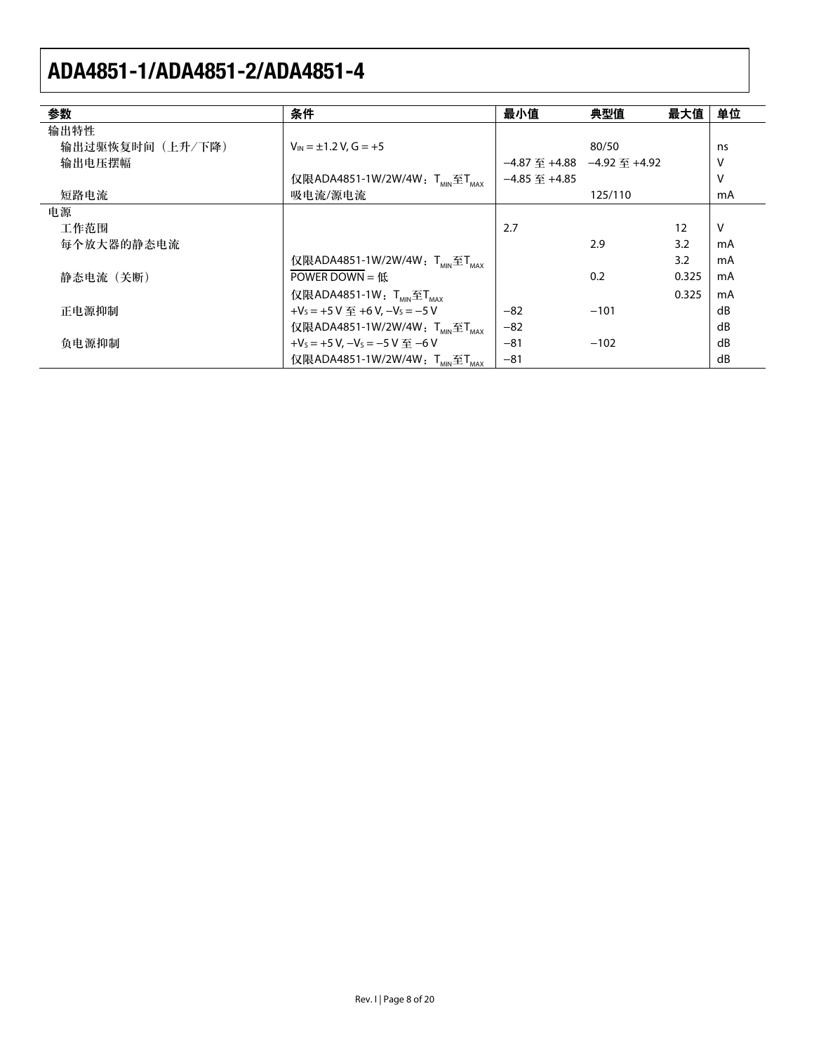| 参数 | 条件 | 最小值 | 典型值 | 最大值 | 单位 |
|---|---|---|---|---|---|
| 输出特性 | | | | | |
| 输出过驱恢复时间（上升/下降） | $V_{IN}$ = ±1.2 V, G = +5 | | 80/50 | | ns |
| 输出电压摆幅 | | −4.87 至 +4.88 | −4.92 至 +4.92 | | V |
| | 仅限ADA4851-1W/2W/4W：$T_{MIN}$至$T_{MAX}$ | −4.85 至 +4.85 | | | V |
| 短路电流 | 吸电流/源电流 | | 125/110 | | mA |
| 电源 | | | | | |
| 工作范围 | | 2.7 | | 12 | V |
| 每个放大器的静态电流 | | | 2.9 | 3.2 | mA |
| | 仅限ADA4851-1W/2W/4W：$T_{MIN}$至$T_{MAX}$ | | | 3.2 | mA |
| 静态电流（关断） | $\overline{\text{POWER DOWN}}$ = 低 | | 0.2 | 0.325 | mA |
| | 仅限ADA4851-1W：$T_{MIN}$至$T_{MAX}$ | | | 0.325 | mA |
| 正电源抑制 | $+V_S$ = +5 V 至 +6 V, $-V_S$ = −5 V | −82 | −101 | | dB |
| | 仅限ADA4851-1W/2W/4W：$T_{MIN}$至$T_{MAX}$ | −82 | | | dB |
| 负电源抑制 | $+V_S$ = +5 V, $-V_S$ = −5 V 至 −6 V | −81 | −102 | | dB |
| | 仅限ADA4851-1W/2W/4W：$T_{MIN}$至$T_{MAX}$ | −81 | | | dB |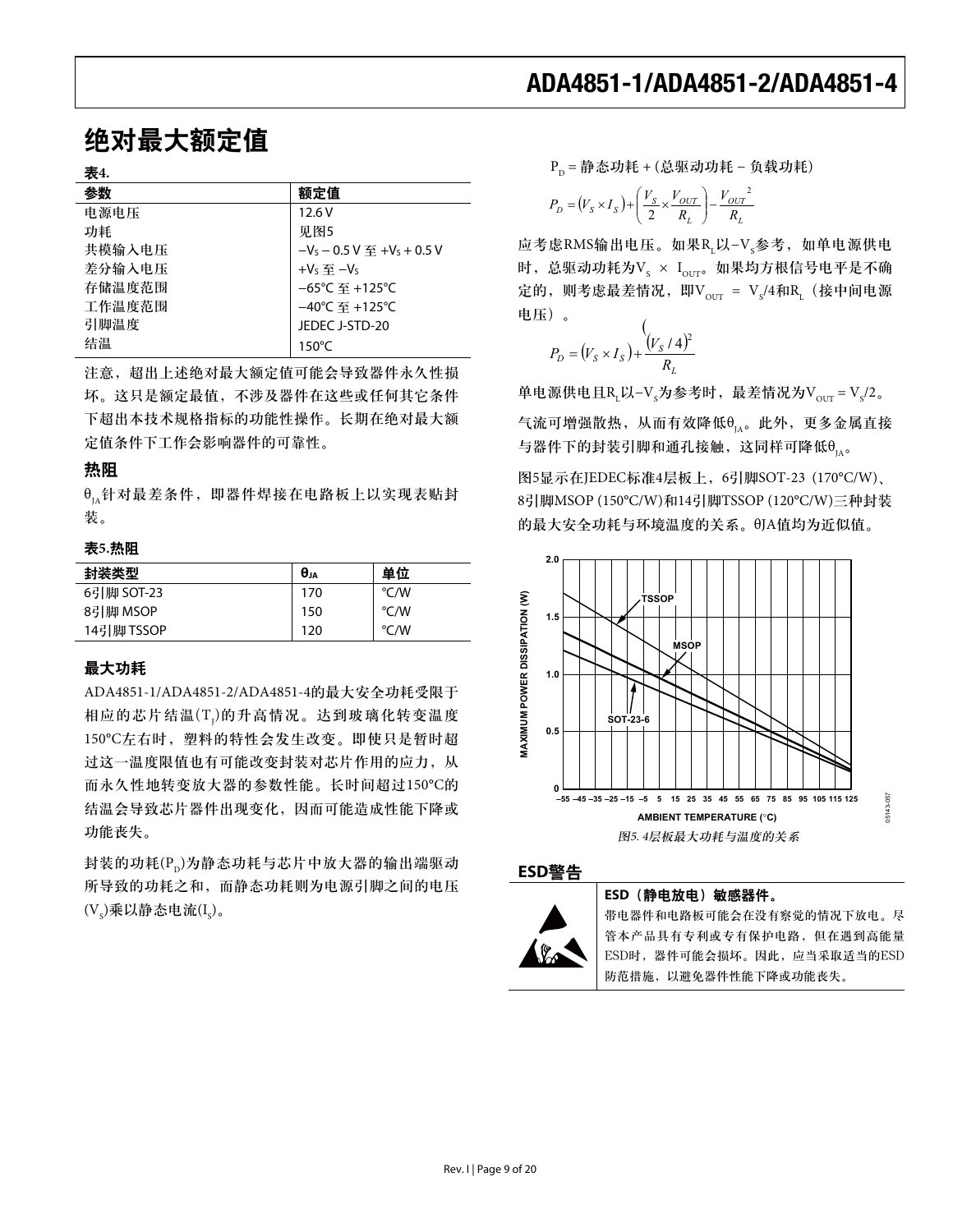# 绝对最大额定值

**表4.**

| 参数 | 额定值 |
|---|---|
| 电源电压 | 12.6 V |
| 功耗 | 见图5 |
| 共模输入电压 | $-V_S - 0.5$ V 至 $+V_S + 0.5$ V |
| 差分输入电压 | $+V_S$ 至 $-V_S$ |
| 存储温度范围 | −65°C 至 +125°C |
| 工作温度范围 | −40°C 至 +125°C |
| 引脚温度 | JEDEC J-STD-20 |
| 结温 | 150°C |

注意，超出上述绝对最大额定值可能会导致器件永久性损坏。这只是额定最值，不涉及器件在这些或任何其它条件下超出本技术规格指标的功能性操作。长期在绝对最大额定值条件下工作会影响器件的可靠性。

## 热阻

$\theta_{JA}$针对最差条件，即器件焊接在电路板上以实现表贴封装。

**表5.热阻**

| 封装类型 | $\theta_{JA}$ | 单位 |
|---|---|---|
| 6引脚 SOT-23 | 170 | °C/W |
| 8引脚 MSOP | 150 | °C/W |
| 14引脚 TSSOP | 120 | °C/W |

## 最大功耗

ADA4851-1/ADA4851-2/ADA4851-4的最大安全功耗受限于相应的芯片结温($T_J$)的升高情况。达到玻璃化转变温度150°C左右时，塑料的特性会发生改变。即使只是暂时超过这一温度限值也有可能改变封装对芯片作用的应力，从而永久性地转变放大器的参数性能。长时间超过150°C的结温会导致芯片器件出现变化，因而可能造成性能下降或功能丧失。

封装的功耗($P_D$)为静态功耗与芯片中放大器的输出端驱动所导致的功耗之和，而静态功耗则为电源引脚之间的电压($V_S$)乘以静态电流($I_S$)。

$P_D$ = 静态功耗 + (总驱动功耗 − 负载功耗)

$$P_D = (V_S \times I_S) + \left(\frac{V_S}{2} \times \frac{V_{OUT}}{R_L}\right) - \frac{{V_{OUT}}^2}{R_L}$$

应考虑RMS输出电压。如果$R_L$以$-V_S$参考，如单电源供电时，总驱动功耗为$V_S \times I_{OUT}$。如果均方根信号电平是不确定的，则考虑最差情况，即$V_{OUT} = V_S/4$和$R_L$（接中间电源电压）。

$$P_D = (V_S \times I_S) + \frac{(V_S/4)^2}{R_L}$$

单电源供电且$R_L$以$-V_S$为参考时，最差情况为$V_{OUT} = V_S/2$。

气流可增强散热，从而有效降低$\theta_{JA}$。此外，更多金属直接与器件下的封装引脚和通孔接触，这同样可降低$\theta_{JA}$。

图5显示在JEDEC标准4层板上，6引脚SOT-23 (170°C/W)、8引脚MSOP (150°C/W)和14引脚TSSOP (120°C/W)三种封装的最大安全功耗与环境温度的关系。θJA值均为近似值。

*图5. 4层板最大功耗与温度的关系*

## ESD警告

**ESD（静电放电）敏感器件。**

带电器件和电路板可能会在没有察觉的情况下放电。尽管本产品具有专利或专有保护电路，但在遇到高能量ESD时，器件可能会损坏。因此，应当采取适当的ESD防范措施，以避免器件性能下降或功能丧失。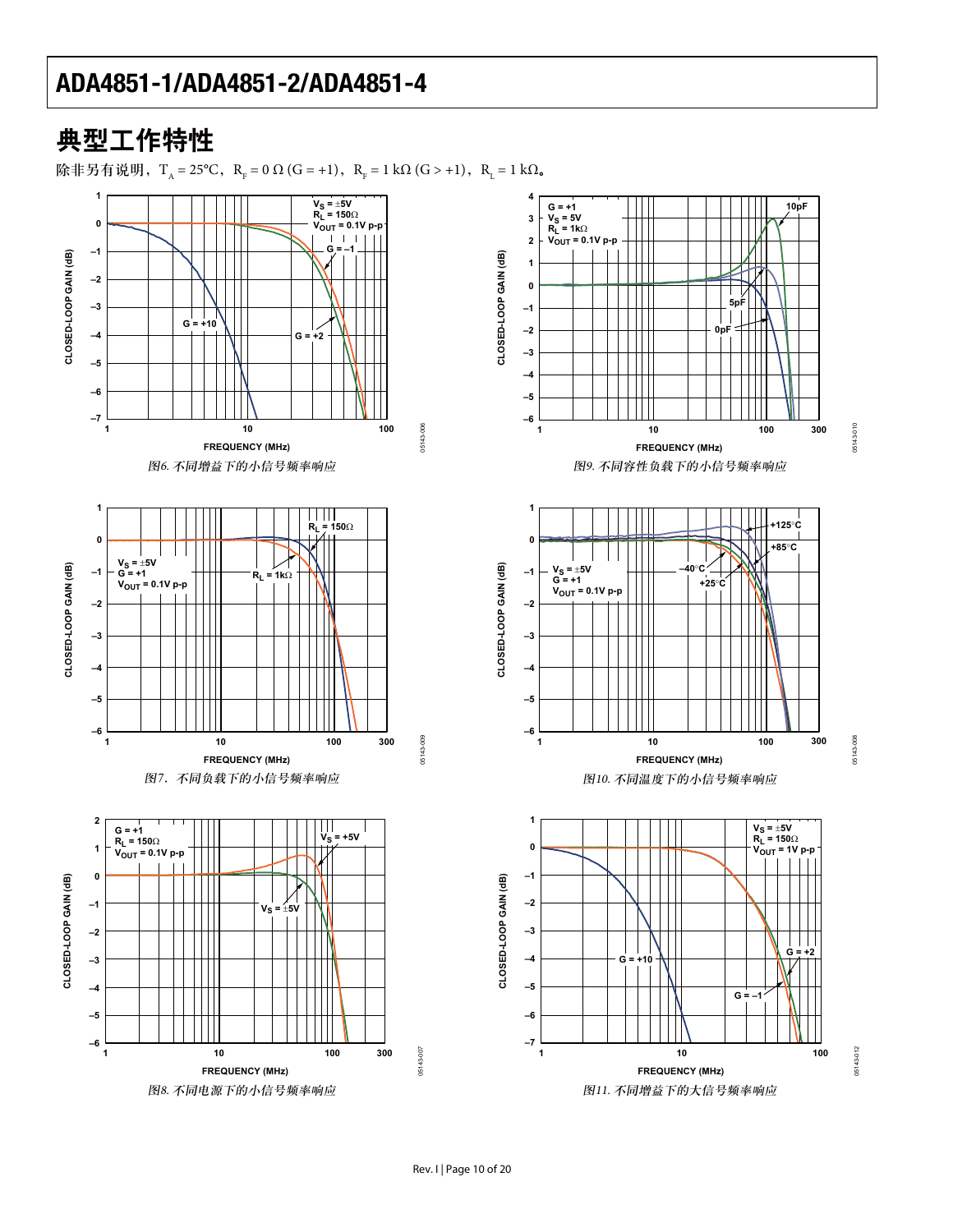## 典型工作特性

除非另有说明，$T_A = 25°C$，$R_F = 0\ \Omega\ (G = +1)$，$R_F = 1\ k\Omega\ (G > +1)$，$R_L = 1\ k\Omega$。

*图6. 不同增益下的小信号频率响应*

*图7. 不同负载下的小信号频率响应*

*图8. 不同电源下的小信号频率响应*

*图9. 不同容性负载下的小信号频率响应*

*图10. 不同温度下的小信号频率响应*

*图11. 不同增益下的大信号频率响应*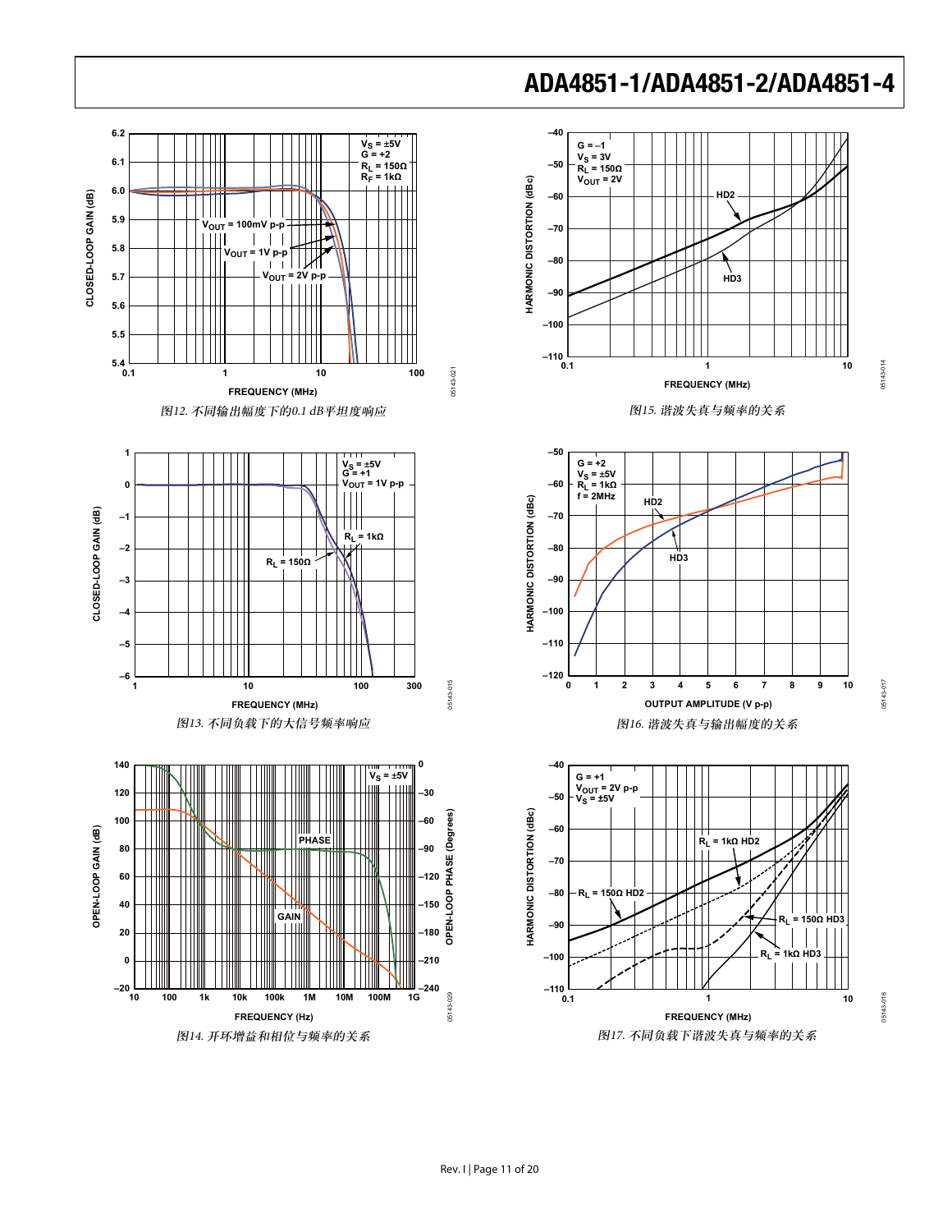图12. 不同输出幅度下的0.1 dB平坦度响应

图13. 不同负载下的大信号频率响应

图14. 开环增益和相位与频率的关系

图15. 谐波失真与频率的关系

图16. 谐波失真与输出幅度的关系

图17. 不同负载下谐波失真与频率的关系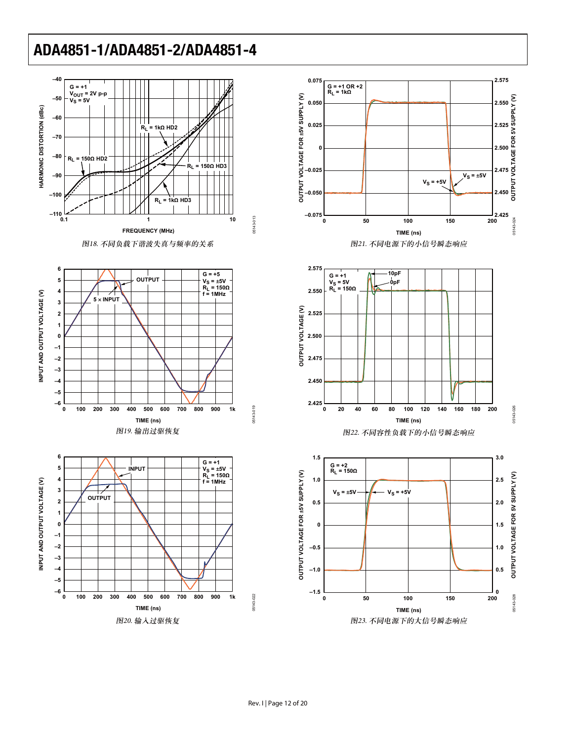图18. 不同负载下谐波失真与频率的关系

图19. 输出过驱恢复

图20. 输入过驱恢复

图21. 不同电源下的小信号瞬态响应

图22. 不同容性负载下的小信号瞬态响应

图23. 不同电源下的大信号瞬态响应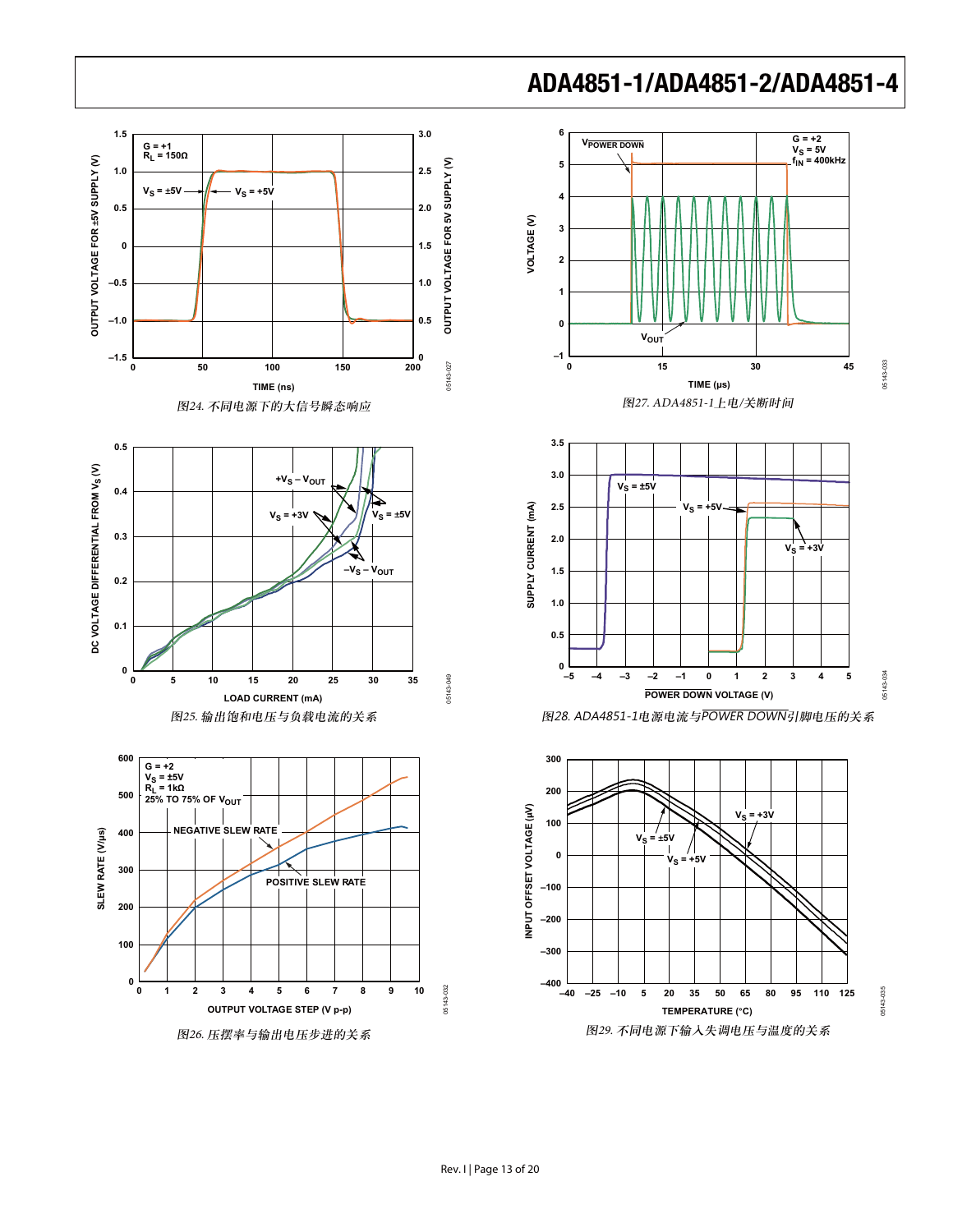图24. 不同电源下的大信号瞬态响应

图27. ADA4851-1上电/关断时间

图25. 输出饱和电压与负载电流的关系

图28. ADA4851-1电源电流与$\overline{\text{POWER DOWN}}$引脚电压的关系

图26. 压摆率与输出电压步进的关系

图29. 不同电源下输入失调电压与温度的关系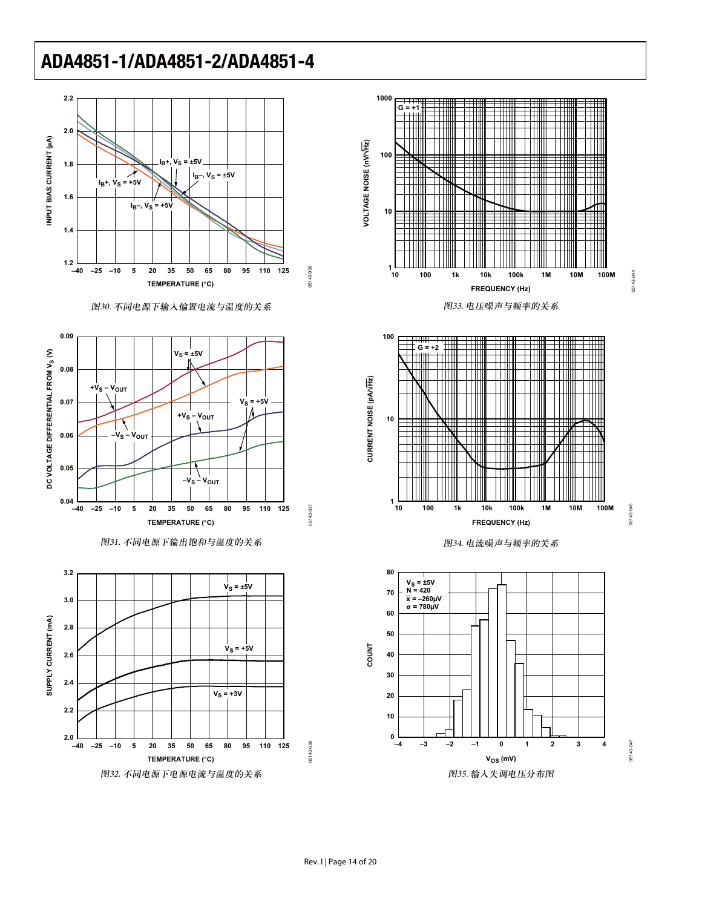图30. 不同电源下输入偏置电流与温度的关系

图31. 不同电源下输出饱和与温度的关系

图32. 不同电源下电源电流与温度的关系

图33. 电压噪声与频率的关系

图34. 电流噪声与频率的关系

图35. 输入失调电压分布图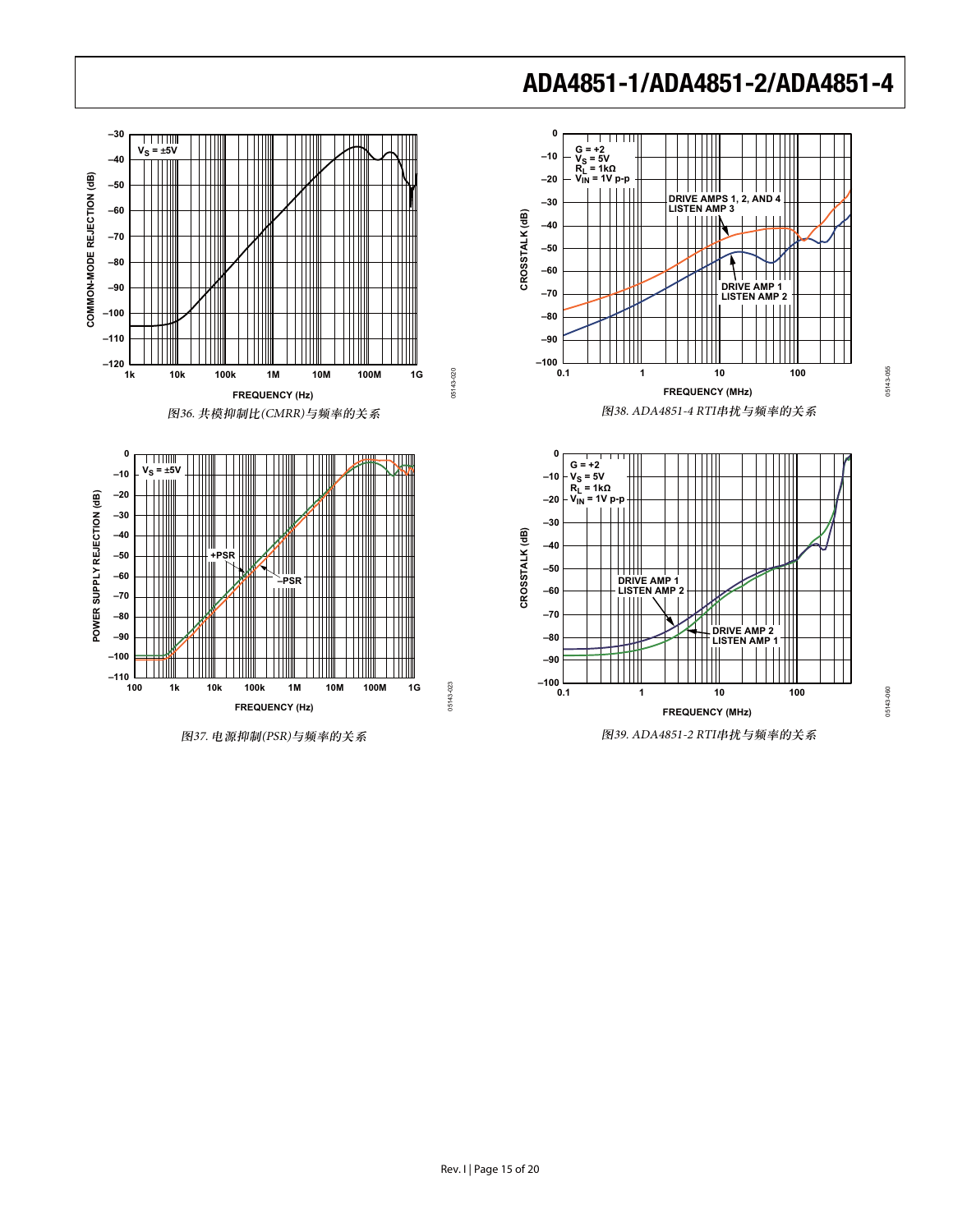图36. 共模抑制比(CMRR)与频率的关系

图37. 电源抑制(PSR)与频率的关系

图38. ADA4851-4 RTI串扰与频率的关系

图39. ADA4851-2 RTI串扰与频率的关系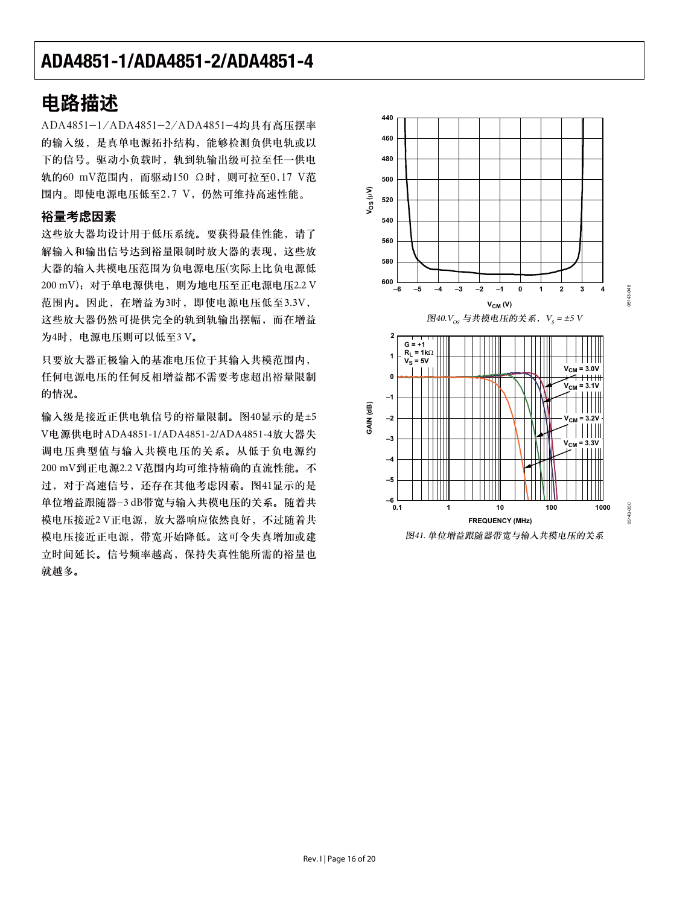# 电路描述

ADA4851−1/ADA4851−2/ADA4851−4均具有高压摆率的输入级，是真单电源拓扑结构，能够检测负供电轨或以下的信号。驱动小负载时，轨到轨输出级可拉至任一供电轨的60 mV范围内，而驱动150 Ω时，则可拉至0.17 V范围内。即使电源电压低至2.7 V，仍然可维持高速性能。

## 裕量考虑因素

这些放大器均设计用于低压系统。要获得最佳性能，请了解输入和输出信号达到裕量限制时放大器的表现，这些放大器的输入共模电压范围为负电源电压(实际上比负电源低200 mV)；对于单电源供电，则为地电压至正电源电压2.2 V范围内。因此，在增益为3时，即使电源电压低至3.3V，这些放大器仍然可提供完全的轨到轨输出摆幅，而在增益为4时，电源电压则可以低至3 V。

只要放大器正极输入的基准电压位于其输入共模范围内，任何电源电压的任何反相增益都不需要考虑超出裕量限制的情况。

输入级是接近正供电轨信号的裕量限制。图40显示的是±5 V电源供电时ADA4851-1/ADA4851-2/ADA4851-4放大器失调电压典型值与输入共模电压的关系。从低于负电源约200 mV到正电源2.2 V范围内均可维持精确的直流性能。不过，对于高速信号，还存在其他考虑因素。图41显示的是单位增益跟随器−3 dB带宽与输入共模电压的关系。随着共模电压接近2 V正电源，放大器响应依然良好，不过随着共模电压接近正电源，带宽开始降低。这可令失真增加或建立时间延长。信号频率越高，保持失真性能所需的裕量也就越多。

图40. $V_{OS}$ 与共模电压的关系，$V_S = \pm 5$ V

图41. 单位增益跟随器带宽与输入共模电压的关系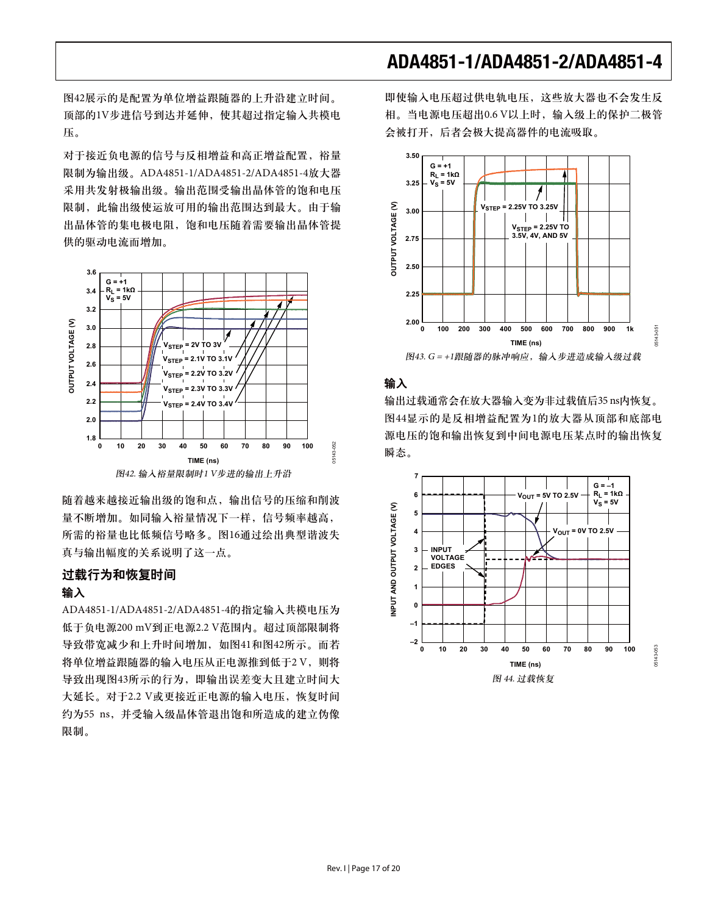图42展示的是配置为单位增益跟随器的上升沿建立时间。顶部的1V步进信号到达并延伸，使其超过指定输入共模电压。

对于接近负电源的信号与反相增益和高正增益配置，裕量限制为输出级。ADA4851-1/ADA4851-2/ADA4851-4放大器采用共发射极输出级。输出范围受输出晶体管的饱和电压限制，此输出级使运放可用的输出范围达到最大。由于输出晶体管的集电极电阻，饱和电压随着需要输出晶体管提供的驱动电流而增加。

*图42. 输入裕量限制时1 V步进的输出上升沿*

随着越来越接近输出级的饱和点，输出信号的压缩和削波量不断增加。如同输入裕量情况下一样，信号频率越高，所需的裕量也比低频信号略多。图16通过绘出典型谐波失真与输出幅度的关系说明了这一点。

## 过载行为和恢复时间

### 输入

ADA4851-1/ADA4851-2/ADA4851-4的指定输入共模电压为低于负电源200 mV到正电源2.2 V范围内。超过顶部限制将导致带宽减少和上升时间增加，如图41和图42所示。而若将单位增益跟随器的输入电压从正电源推到低于2 V，则将导致出现图43所示的行为，即输出误差变大且建立时间大大延长。对于2.2 V或更接近正电源的输入电压，恢复时间约为55 ns，并受输入级晶体管退出饱和所造成的建立伪像限制。

即使输入电压超过供电电轨电压，这些放大器也不会发生反相。当电源电压超出0.6 V以上时，输入级上的保护二极管会被打开，后者会极大提高器件的电流吸取。

*图43. G = +1跟随器的脉冲响应，输入步进造成输入级过载*

### 输入

输出过载通常会在放大器输入变为非过载值后35 ns内恢复。图44显示的是反相增益配置为1的放大器从顶部和底部电源电压的饱和输出恢复到中间电源电压某点时的输出恢复瞬态。

*图 44. 过载恢复*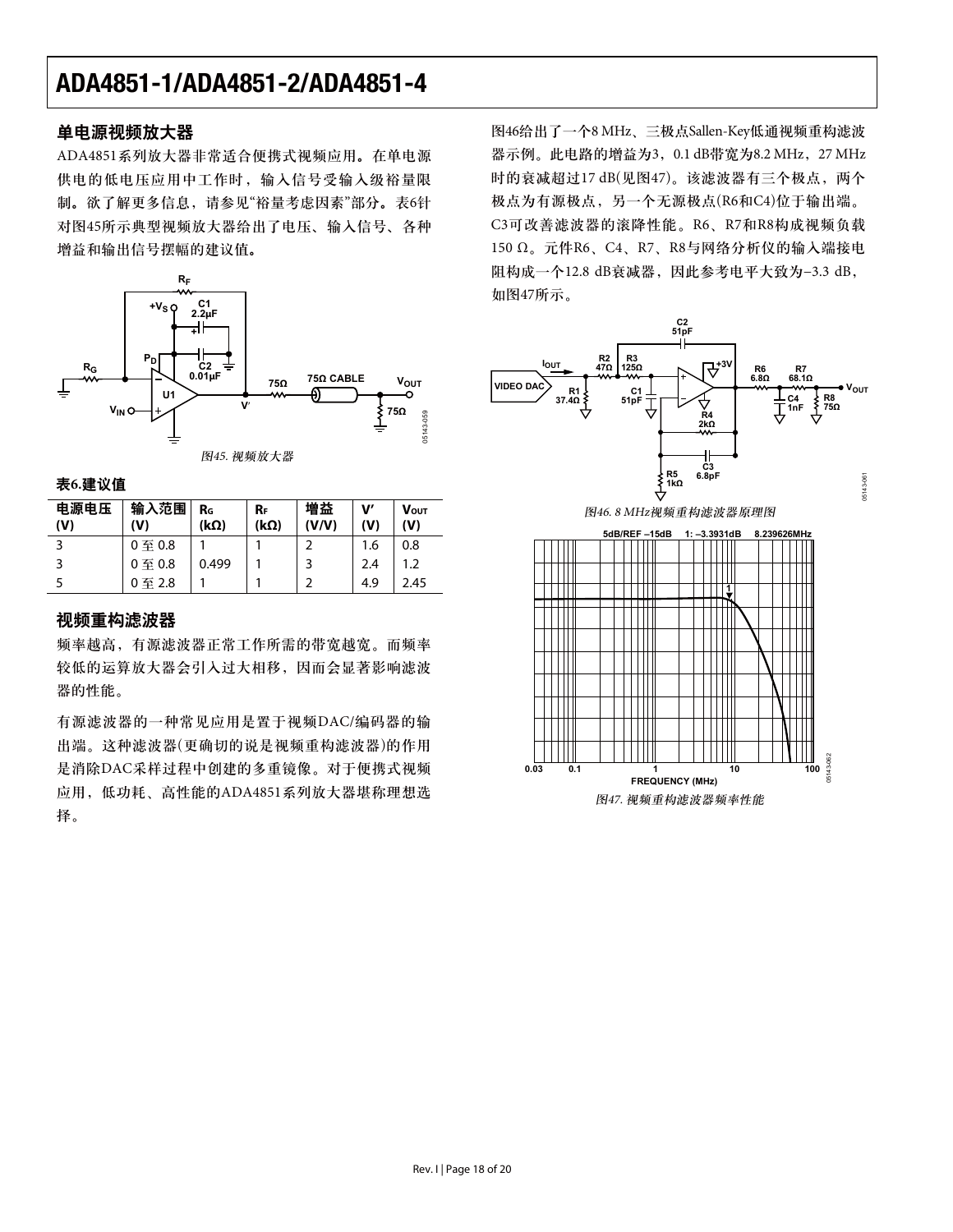## 单电源视频放大器

ADA4851系列放大器非常适合便携式视频应用。在单电源供电的低电压应用中工作时，输入信号受输入级裕量限制。欲了解更多信息，请参见“裕量考虑因素”部分。表6针对图45所示典型视频放大器给出了电压、输入信号、各种增益和输出信号摆幅的建议值。

*图45. 视频放大器*

**表6.建议值**

| 电源电压 (V) | 输入范围 (V) | $R_G$ (kΩ) | $R_F$ (kΩ) | 增益 (V/V) | V′ (V) | $V_{OUT}$ (V) |
|---|---|---|---|---|---|---|
| 3 | 0 至 0.8 | 1 | 1 | 2 | 1.6 | 0.8 |
| 3 | 0 至 0.8 | 0.499 | 1 | 3 | 2.4 | 1.2 |
| 5 | 0 至 2.8 | 1 | 1 | 2 | 4.9 | 2.45 |

## 视频重构滤波器

频率越高，有源滤波器正常工作所需的带宽越宽。而频率较低的运算放大器会引入过大相移，因而会显著影响滤波器的性能。

有源滤波器的一种常见应用是置于视频DAC/编码器的输出端。这种滤波器(更确切的说是视频重构滤波器)的作用是消除DAC采样过程中创建的多重镜像。对于便携式视频应用，低功耗、高性能的ADA4851系列放大器堪称理想选择。

图46给出了一个8 MHz、三极点Sallen-Key低通视频重构滤波器示例。此电路的增益为3，0.1 dB带宽为8.2 MHz，27 MHz时的衰减超过17 dB(见图47)。该滤波器有三个极点，两个极点为有源极点，另一个无源极点(R6和C4)位于输出端。C3可改善滤波器的滚降性能。R6、R7和R8构成视频负载150 Ω。元件R6、C4、R7、R8与网络分析仪的输入端接电阻构成一个12.8 dB衰减器，因此参考电平大致为−3.3 dB，如图47所示。

*图46. 8 MHz视频重构滤波器原理图*

*图47. 视频重构滤波器频率性能*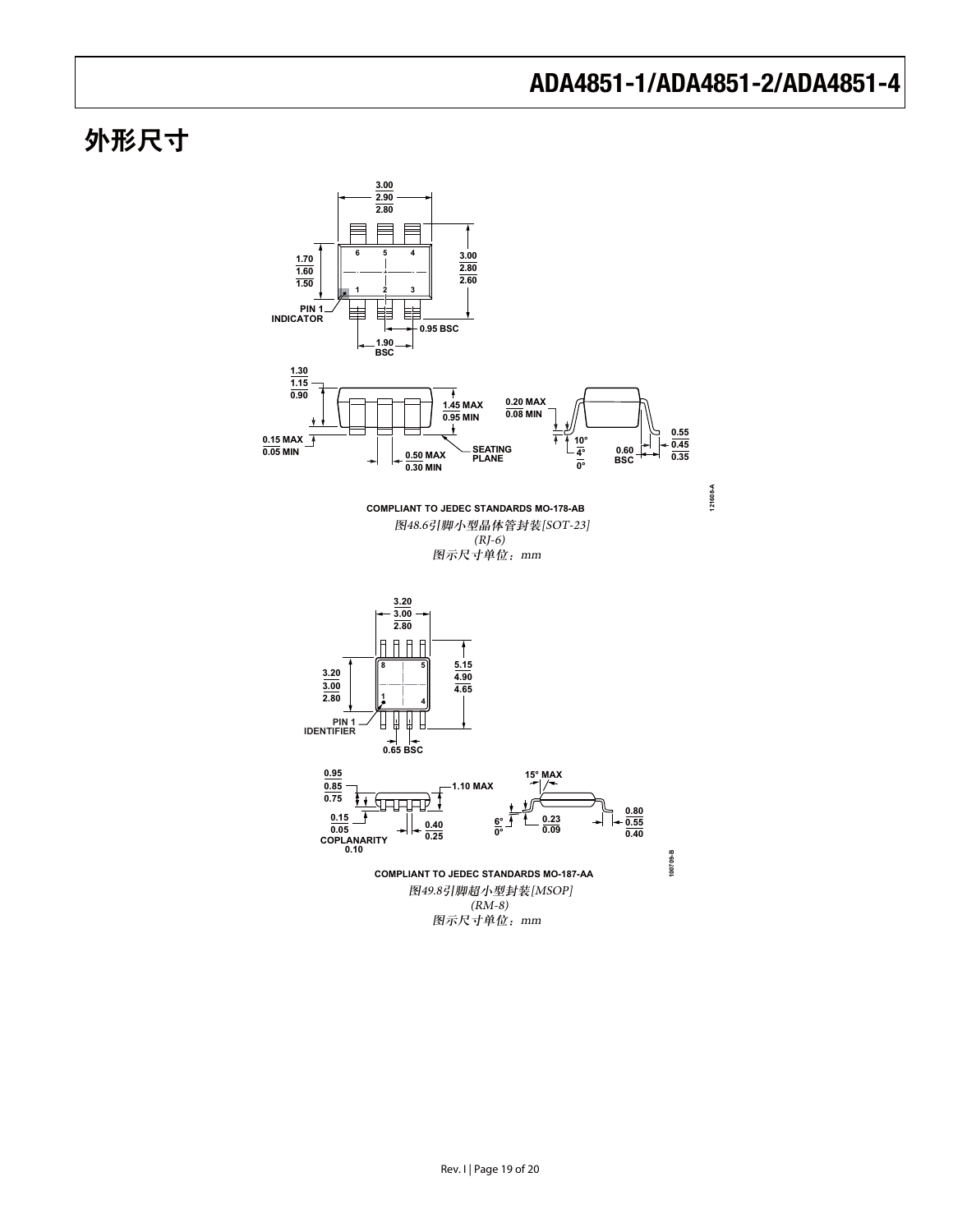# 外形尺寸

COMPLIANT TO JEDEC STANDARDS MO-178-AB

*图48.6引脚小型晶体管封装[SOT-23]*
*(RJ-6)*
*图示尺寸单位：mm*

COMPLIANT TO JEDEC STANDARDS MO-187-AA

*图49.8引脚超小型封装[MSOP]*
*(RM-8)*
*图示尺寸单位：mm*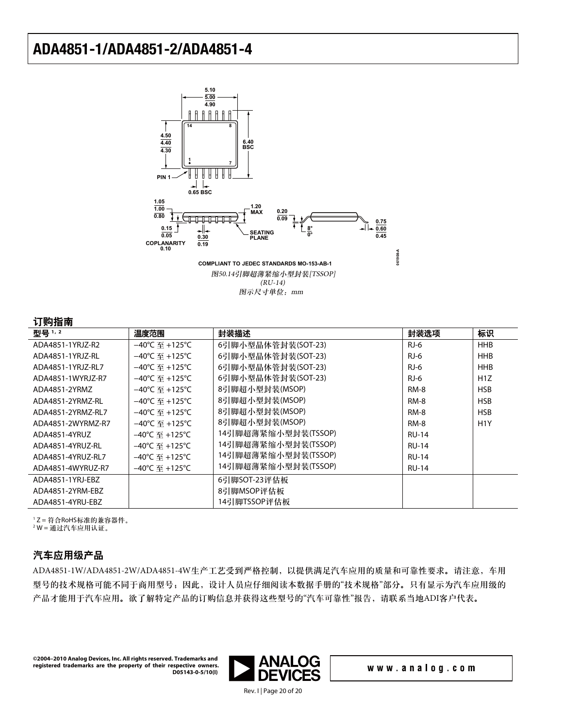5.10
5.00
4.90

14
8

4.50
4.40
4.30

6.40
BSC

1
7

PIN 1

0.65 BSC

1.05
1.00
0.80

1.20
MAX

0.20
0.09

0.75
0.60
0.45

8°
0°

0.15
0.05

0.30
0.19

SEATING
PLANE

COPLANARITY
0.10

061908-A

COMPLIANT TO JEDEC STANDARDS MO-153-AB-1

*图50.14引脚超薄紧缩小型封装[TSSOP]*
*(RU-14)*
*图示尺寸单位：mm*

## 订购指南

| 型号 [1, 2] | 温度范围 | 封装描述 | 封装选项 | 标识 |
|---|---|---|---|---|
| ADA4851-1YRJZ-R2 | −40°C 至 +125°C | 6引脚小型晶体管封装(SOT-23) | RJ-6 | HHB |
| ADA4851-1YRJZ-RL | −40°C 至 +125°C | 6引脚小型晶体管封装(SOT-23) | RJ-6 | HHB |
| ADA4851-1YRJZ-RL7 | −40°C 至 +125°C | 6引脚小型晶体管封装(SOT-23) | RJ-6 | HHB |
| ADA4851-1WYRJZ-R7 | −40°C 至 +125°C | 6引脚小型晶体管封装(SOT-23) | RJ-6 | H1Z |
| ADA4851-2YRMZ | −40°C 至 +125°C | 8引脚超小型封装(MSOP) | RM-8 | HSB |
| ADA4851-2YRMZ-RL | −40°C 至 +125°C | 8引脚超小型封装(MSOP) | RM-8 | HSB |
| ADA4851-2YRMZ-RL7 | −40°C 至 +125°C | 8引脚超小型封装(MSOP) | RM-8 | HSB |
| ADA4851-2WYRMZ-R7 | −40°C 至 +125°C | 8引脚超小型封装(MSOP) | RM-8 | H1Y |
| ADA4851-4YRUZ | −40°C 至 +125°C | 14引脚超薄紧缩小型封装(TSSOP) | RU-14 | |
| ADA4851-4YRUZ-RL | −40°C 至 +125°C | 14引脚超薄紧缩小型封装(TSSOP) | RU-14 | |
| ADA4851-4YRUZ-RL7 | −40°C 至 +125°C | 14引脚超薄紧缩小型封装(TSSOP) | RU-14 | |
| ADA4851-4WYRUZ-R7 | −40°C 至 +125°C | 14引脚超薄紧缩小型封装(TSSOP) | RU-14 | |
| ADA4851-1YRJ-EBZ | | 6引脚SOT-23评估板 | | |
| ADA4851-2YRM-EBZ | | 8引脚MSOP评估板 | | |
| ADA4851-4YRU-EBZ | | 14引脚TSSOP评估板 | | |

[1] Z = 符合RoHS标准的兼容器件。
[2] W = 通过汽车应用认证。

## 汽车应用级产品

ADA4851-1W/ADA4851-2W/ADA4851-4W生产工艺受到严格控制，以提供满足汽车应用的质量和可靠性要求。请注意，车用型号的技术规格可能不同于商用型号；因此，设计人员应仔细阅读本数据手册的"技术规格"部分。只有显示为汽车应用级的产品才能用于汽车应用。欲了解特定产品的订购信息并获得这些型号的"汽车可靠性"报告，请联系当地ADI客户代表。

©2004–2010 Analog Devices, Inc. All rights reserved. Trademarks and registered trademarks are the property of their respective owners.
D05143-0-5/10(I)

www.analog.com